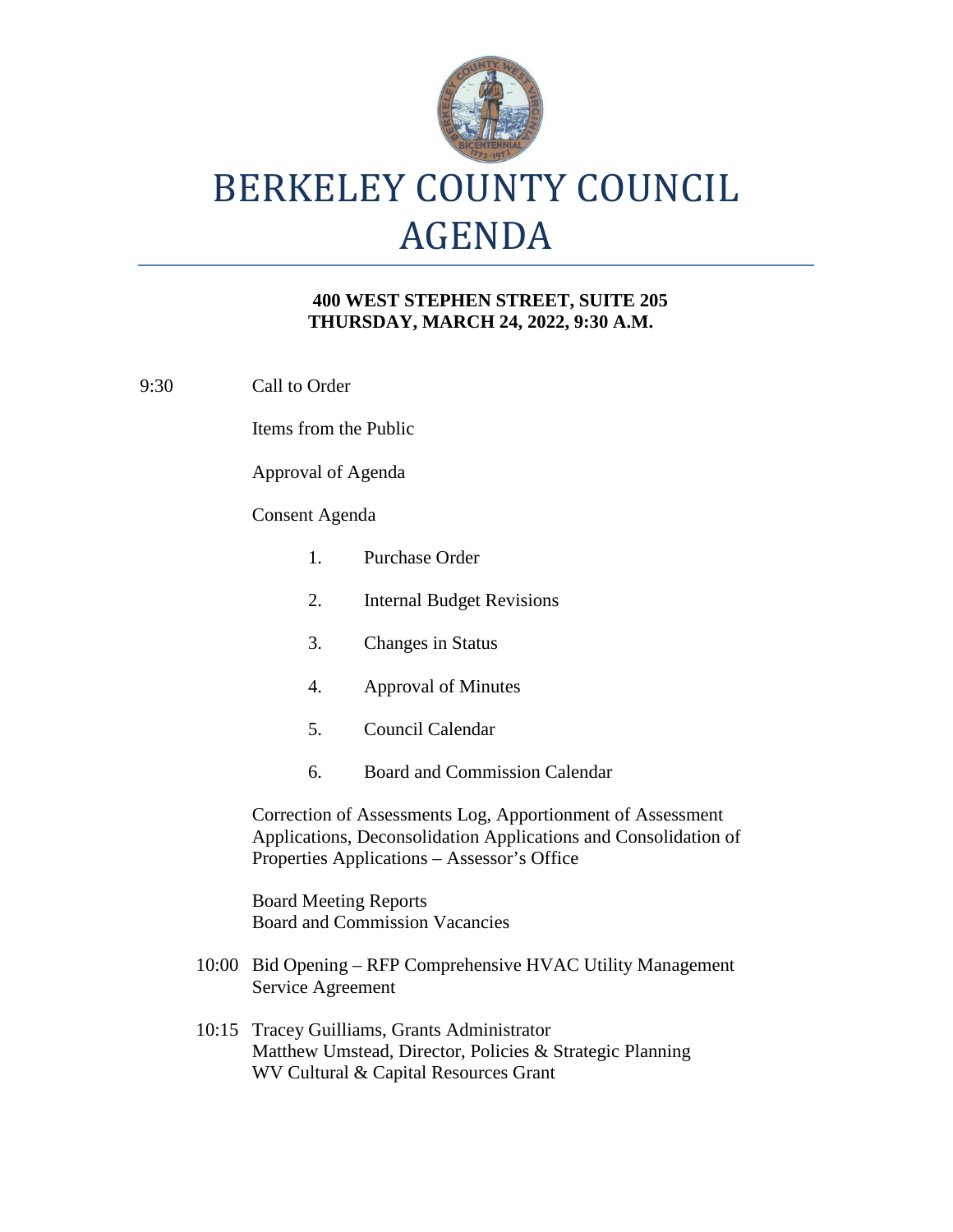# BERKELEY COUNTY COUNCIL AGENDA

**400 WEST STEPHEN STREET, SUITE 205**
**THURSDAY, MARCH 24, 2022, 9:30 A.M.**

9:30 Call to Order

Items from the Public

Approval of Agenda

Consent Agenda

1. Purchase Order
2. Internal Budget Revisions
3. Changes in Status
4. Approval of Minutes
5. Council Calendar
6. Board and Commission Calendar

Correction of Assessments Log, Apportionment of Assessment Applications, Deconsolidation Applications and Consolidation of Properties Applications – Assessor's Office

Board Meeting Reports
Board and Commission Vacancies

10:00 Bid Opening – RFP Comprehensive HVAC Utility Management Service Agreement

10:15 Tracey Guilliams, Grants Administrator
Matthew Umstead, Director, Policies & Strategic Planning
WV Cultural & Capital Resources Grant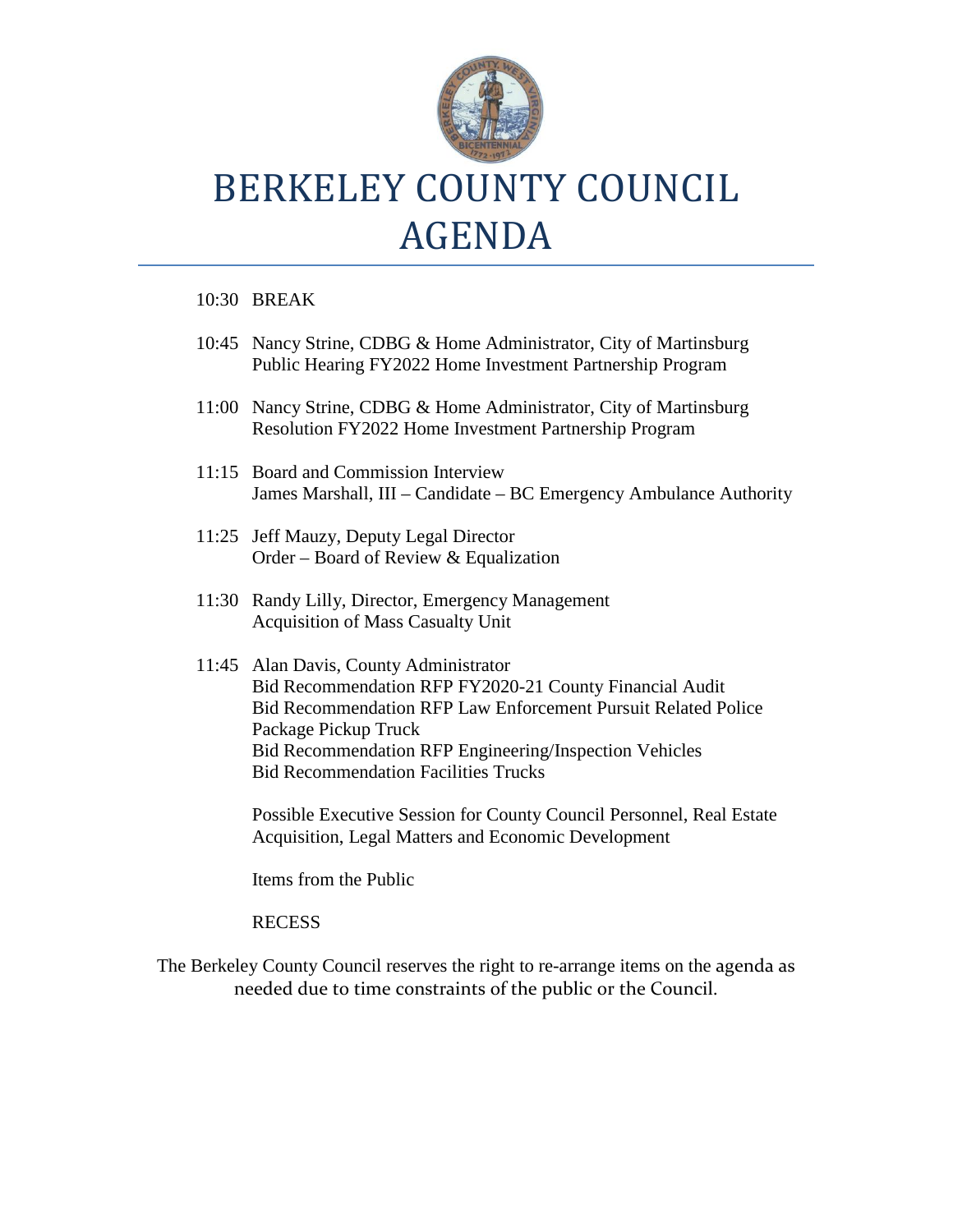# BERKELEY COUNTY COUNCIL AGENDA

10:30 BREAK

10:45 Nancy Strine, CDBG & Home Administrator, City of Martinsburg
Public Hearing FY2022 Home Investment Partnership Program

11:00 Nancy Strine, CDBG & Home Administrator, City of Martinsburg
Resolution FY2022 Home Investment Partnership Program

11:15 Board and Commission Interview
James Marshall, III – Candidate – BC Emergency Ambulance Authority

11:25 Jeff Mauzy, Deputy Legal Director
Order – Board of Review & Equalization

11:30 Randy Lilly, Director, Emergency Management
Acquisition of Mass Casualty Unit

11:45 Alan Davis, County Administrator
Bid Recommendation RFP FY2020-21 County Financial Audit
Bid Recommendation RFP Law Enforcement Pursuit Related Police Package Pickup Truck
Bid Recommendation RFP Engineering/Inspection Vehicles
Bid Recommendation Facilities Trucks

Possible Executive Session for County Council Personnel, Real Estate Acquisition, Legal Matters and Economic Development

Items from the Public

RECESS

The Berkeley County Council reserves the right to re-arrange items on the agenda as needed due to time constraints of the public or the Council.